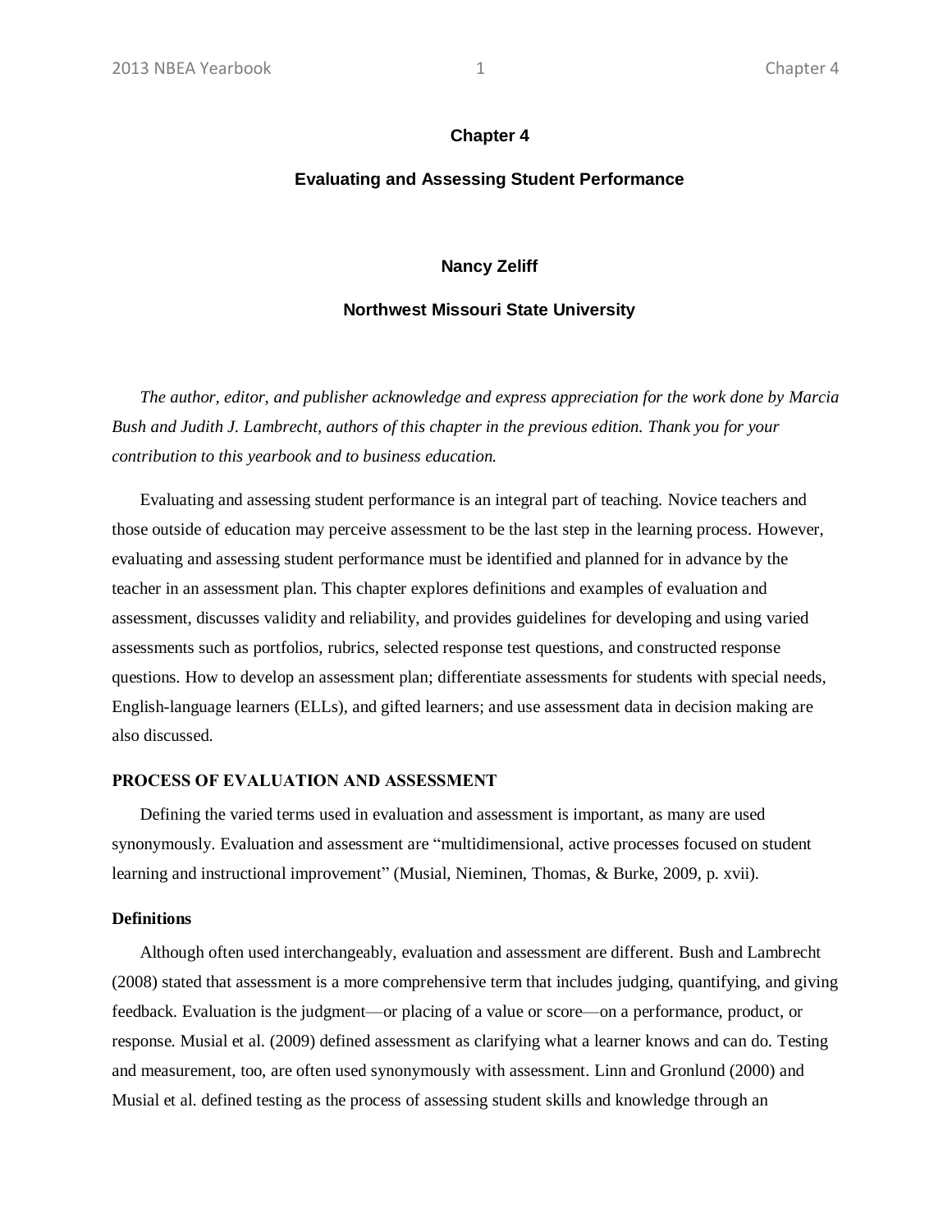# Chapter 4

# Evaluating and Assessing Student Performance

**Nancy Zeliff**

**Northwest Missouri State University**

*The author, editor, and publisher acknowledge and express appreciation for the work done by Marcia Bush and Judith J. Lambrecht, authors of this chapter in the previous edition. Thank you for your contribution to this yearbook and to business education.*

Evaluating and assessing student performance is an integral part of teaching. Novice teachers and those outside of education may perceive assessment to be the last step in the learning process. However, evaluating and assessing student performance must be identified and planned for in advance by the teacher in an assessment plan. This chapter explores definitions and examples of evaluation and assessment, discusses validity and reliability, and provides guidelines for developing and using varied assessments such as portfolios, rubrics, selected response test questions, and constructed response questions. How to develop an assessment plan; differentiate assessments for students with special needs, English-language learners (ELLs), and gifted learners; and use assessment data in decision making are also discussed.

## PROCESS OF EVALUATION AND ASSESSMENT

Defining the varied terms used in evaluation and assessment is important, as many are used synonymously. Evaluation and assessment are "multidimensional, active processes focused on student learning and instructional improvement" (Musial, Nieminen, Thomas, & Burke, 2009, p. xvii).

### Definitions

Although often used interchangeably, evaluation and assessment are different. Bush and Lambrecht (2008) stated that assessment is a more comprehensive term that includes judging, quantifying, and giving feedback. Evaluation is the judgment—or placing of a value or score—on a performance, product, or response. Musial et al. (2009) defined assessment as clarifying what a learner knows and can do. Testing and measurement, too, are often used synonymously with assessment. Linn and Gronlund (2000) and Musial et al. defined testing as the process of assessing student skills and knowledge through an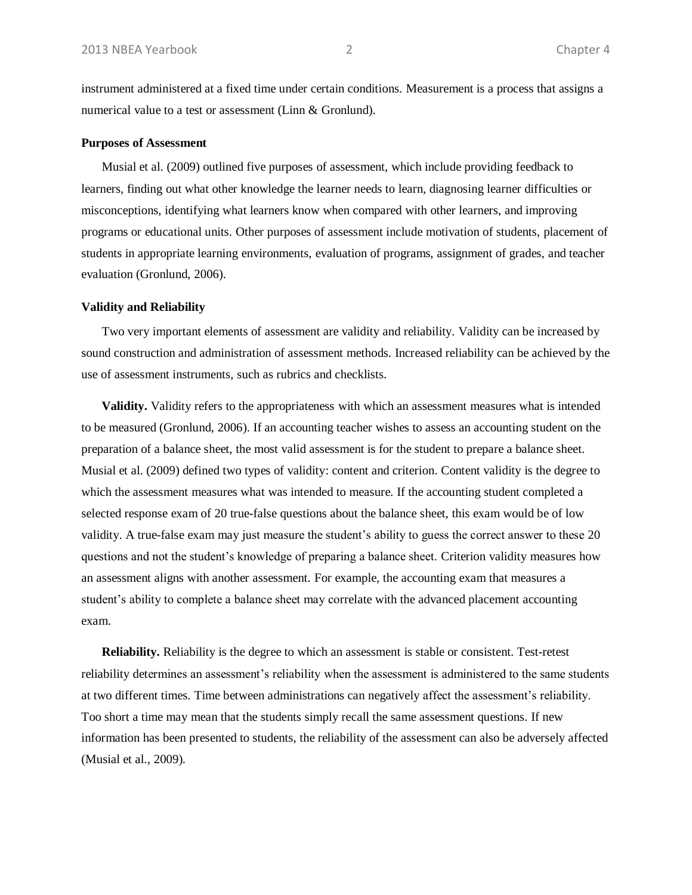instrument administered at a fixed time under certain conditions. Measurement is a process that assigns a numerical value to a test or assessment (Linn & Gronlund).

### Purposes of Assessment

Musial et al. (2009) outlined five purposes of assessment, which include providing feedback to learners, finding out what other knowledge the learner needs to learn, diagnosing learner difficulties or misconceptions, identifying what learners know when compared with other learners, and improving programs or educational units. Other purposes of assessment include motivation of students, placement of students in appropriate learning environments, evaluation of programs, assignment of grades, and teacher evaluation (Gronlund, 2006).

### Validity and Reliability

Two very important elements of assessment are validity and reliability. Validity can be increased by sound construction and administration of assessment methods. Increased reliability can be achieved by the use of assessment instruments, such as rubrics and checklists.

**Validity.** Validity refers to the appropriateness with which an assessment measures what is intended to be measured (Gronlund, 2006). If an accounting teacher wishes to assess an accounting student on the preparation of a balance sheet, the most valid assessment is for the student to prepare a balance sheet. Musial et al. (2009) defined two types of validity: content and criterion. Content validity is the degree to which the assessment measures what was intended to measure. If the accounting student completed a selected response exam of 20 true-false questions about the balance sheet, this exam would be of low validity. A true-false exam may just measure the student's ability to guess the correct answer to these 20 questions and not the student's knowledge of preparing a balance sheet. Criterion validity measures how an assessment aligns with another assessment. For example, the accounting exam that measures a student's ability to complete a balance sheet may correlate with the advanced placement accounting exam.

**Reliability.** Reliability is the degree to which an assessment is stable or consistent. Test-retest reliability determines an assessment's reliability when the assessment is administered to the same students at two different times. Time between administrations can negatively affect the assessment's reliability. Too short a time may mean that the students simply recall the same assessment questions. If new information has been presented to students, the reliability of the assessment can also be adversely affected (Musial et al., 2009).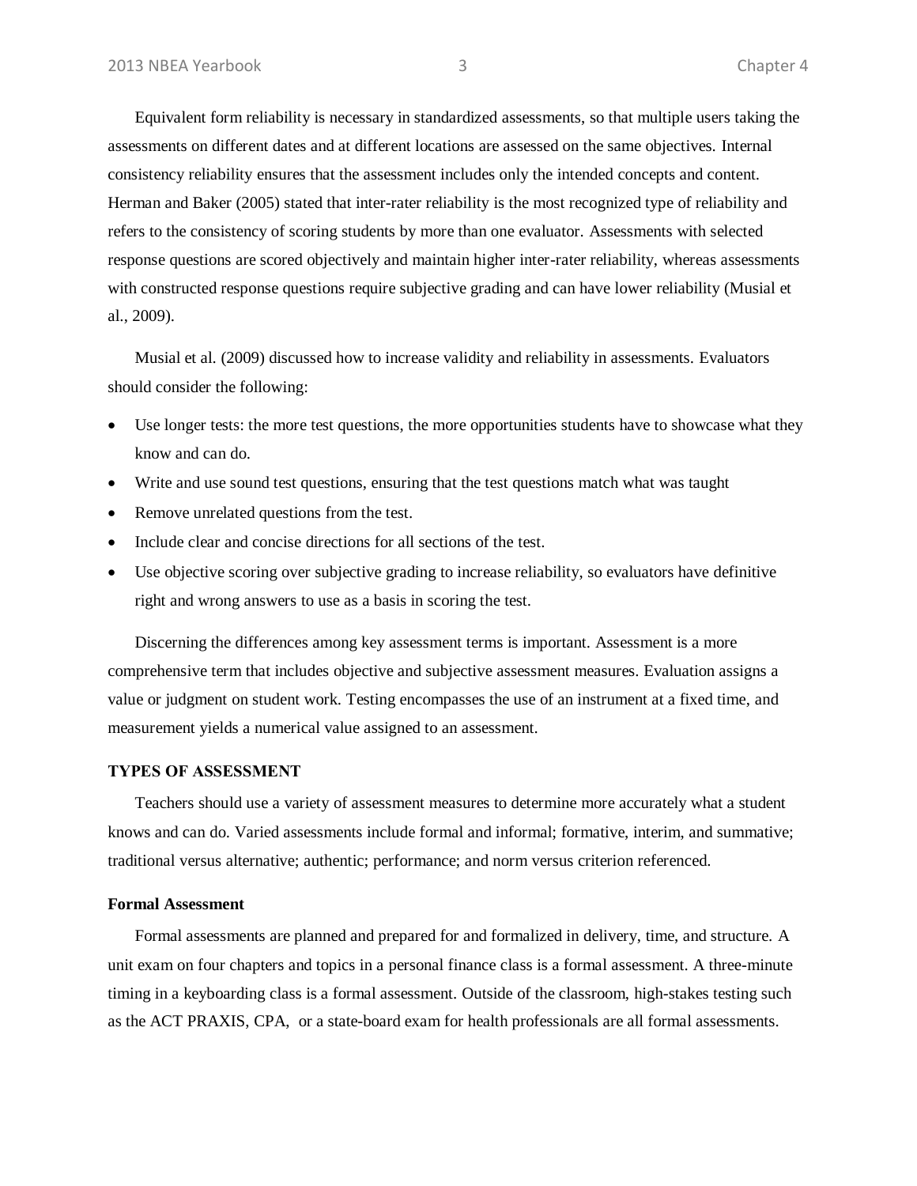Equivalent form reliability is necessary in standardized assessments, so that multiple users taking the assessments on different dates and at different locations are assessed on the same objectives. Internal consistency reliability ensures that the assessment includes only the intended concepts and content. Herman and Baker (2005) stated that inter-rater reliability is the most recognized type of reliability and refers to the consistency of scoring students by more than one evaluator. Assessments with selected response questions are scored objectively and maintain higher inter-rater reliability, whereas assessments with constructed response questions require subjective grading and can have lower reliability (Musial et al., 2009).

Musial et al. (2009) discussed how to increase validity and reliability in assessments. Evaluators should consider the following:

- Use longer tests: the more test questions, the more opportunities students have to showcase what they know and can do.
- Write and use sound test questions, ensuring that the test questions match what was taught
- Remove unrelated questions from the test.
- Include clear and concise directions for all sections of the test.
- Use objective scoring over subjective grading to increase reliability, so evaluators have definitive right and wrong answers to use as a basis in scoring the test.

Discerning the differences among key assessment terms is important. Assessment is a more comprehensive term that includes objective and subjective assessment measures. Evaluation assigns a value or judgment on student work. Testing encompasses the use of an instrument at a fixed time, and measurement yields a numerical value assigned to an assessment.

## TYPES OF ASSESSMENT

Teachers should use a variety of assessment measures to determine more accurately what a student knows and can do. Varied assessments include formal and informal; formative, interim, and summative; traditional versus alternative; authentic; performance; and norm versus criterion referenced.

### Formal Assessment

Formal assessments are planned and prepared for and formalized in delivery, time, and structure. A unit exam on four chapters and topics in a personal finance class is a formal assessment. A three-minute timing in a keyboarding class is a formal assessment. Outside of the classroom, high-stakes testing such as the ACT PRAXIS, CPA, or a state-board exam for health professionals are all formal assessments.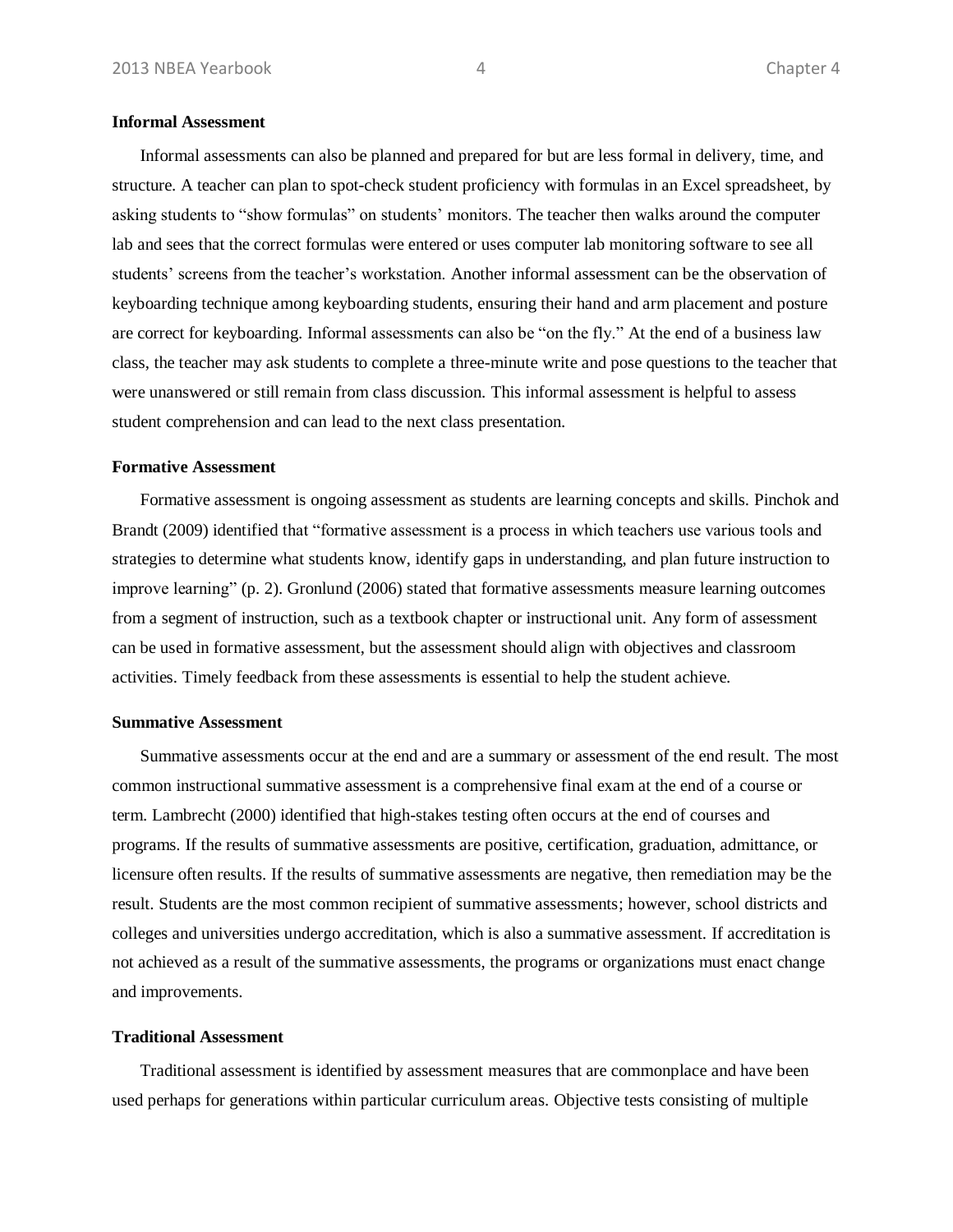### Informal Assessment

Informal assessments can also be planned and prepared for but are less formal in delivery, time, and structure. A teacher can plan to spot-check student proficiency with formulas in an Excel spreadsheet, by asking students to "show formulas" on students' monitors. The teacher then walks around the computer lab and sees that the correct formulas were entered or uses computer lab monitoring software to see all students' screens from the teacher's workstation. Another informal assessment can be the observation of keyboarding technique among keyboarding students, ensuring their hand and arm placement and posture are correct for keyboarding. Informal assessments can also be "on the fly." At the end of a business law class, the teacher may ask students to complete a three-minute write and pose questions to the teacher that were unanswered or still remain from class discussion. This informal assessment is helpful to assess student comprehension and can lead to the next class presentation.

### Formative Assessment

Formative assessment is ongoing assessment as students are learning concepts and skills. Pinchok and Brandt (2009) identified that "formative assessment is a process in which teachers use various tools and strategies to determine what students know, identify gaps in understanding, and plan future instruction to improve learning" (p. 2). Gronlund (2006) stated that formative assessments measure learning outcomes from a segment of instruction, such as a textbook chapter or instructional unit. Any form of assessment can be used in formative assessment, but the assessment should align with objectives and classroom activities. Timely feedback from these assessments is essential to help the student achieve.

### Summative Assessment

Summative assessments occur at the end and are a summary or assessment of the end result. The most common instructional summative assessment is a comprehensive final exam at the end of a course or term. Lambrecht (2000) identified that high-stakes testing often occurs at the end of courses and programs. If the results of summative assessments are positive, certification, graduation, admittance, or licensure often results. If the results of summative assessments are negative, then remediation may be the result. Students are the most common recipient of summative assessments; however, school districts and colleges and universities undergo accreditation, which is also a summative assessment. If accreditation is not achieved as a result of the summative assessments, the programs or organizations must enact change and improvements.

### Traditional Assessment

Traditional assessment is identified by assessment measures that are commonplace and have been used perhaps for generations within particular curriculum areas. Objective tests consisting of multiple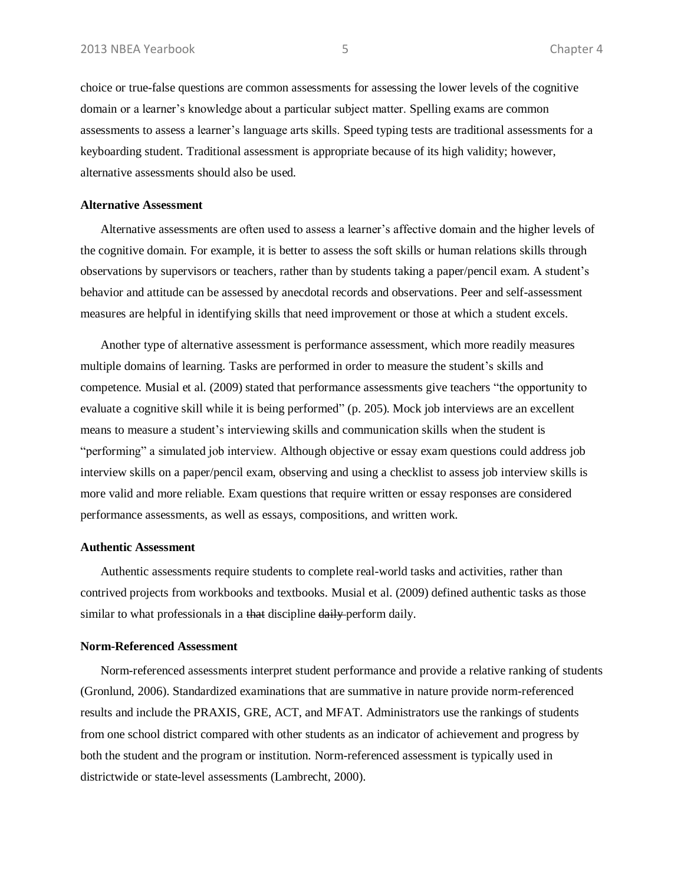choice or true-false questions are common assessments for assessing the lower levels of the cognitive domain or a learner's knowledge about a particular subject matter. Spelling exams are common assessments to assess a learner's language arts skills. Speed typing tests are traditional assessments for a keyboarding student. Traditional assessment is appropriate because of its high validity; however, alternative assessments should also be used.

**Alternative Assessment**

Alternative assessments are often used to assess a learner's affective domain and the higher levels of the cognitive domain. For example, it is better to assess the soft skills or human relations skills through observations by supervisors or teachers, rather than by students taking a paper/pencil exam. A student's behavior and attitude can be assessed by anecdotal records and observations. Peer and self-assessment measures are helpful in identifying skills that need improvement or those at which a student excels.

Another type of alternative assessment is performance assessment, which more readily measures multiple domains of learning. Tasks are performed in order to measure the student's skills and competence. Musial et al. (2009) stated that performance assessments give teachers "the opportunity to evaluate a cognitive skill while it is being performed" (p. 205). Mock job interviews are an excellent means to measure a student's interviewing skills and communication skills when the student is "performing" a simulated job interview. Although objective or essay exam questions could address job interview skills on a paper/pencil exam, observing and using a checklist to assess job interview skills is more valid and more reliable. Exam questions that require written or essay responses are considered performance assessments, as well as essays, compositions, and written work.

**Authentic Assessment**

Authentic assessments require students to complete real-world tasks and activities, rather than contrived projects from workbooks and textbooks. Musial et al. (2009) defined authentic tasks as those similar to what professionals in a ~~that~~ discipline ~~daily~~ perform daily.

**Norm-Referenced Assessment**

Norm-referenced assessments interpret student performance and provide a relative ranking of students (Gronlund, 2006). Standardized examinations that are summative in nature provide norm-referenced results and include the PRAXIS, GRE, ACT, and MFAT. Administrators use the rankings of students from one school district compared with other students as an indicator of achievement and progress by both the student and the program or institution. Norm-referenced assessment is typically used in districtwide or state-level assessments (Lambrecht, 2000).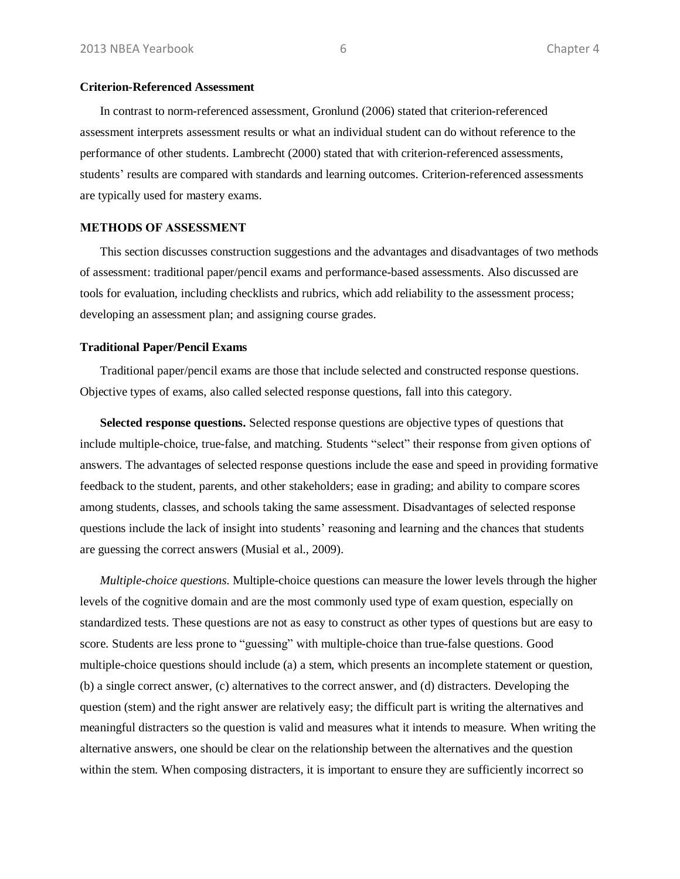### Criterion-Referenced Assessment

In contrast to norm-referenced assessment, Gronlund (2006) stated that criterion-referenced assessment interprets assessment results or what an individual student can do without reference to the performance of other students. Lambrecht (2000) stated that with criterion-referenced assessments, students' results are compared with standards and learning outcomes. Criterion-referenced assessments are typically used for mastery exams.

## METHODS OF ASSESSMENT

This section discusses construction suggestions and the advantages and disadvantages of two methods of assessment: traditional paper/pencil exams and performance-based assessments. Also discussed are tools for evaluation, including checklists and rubrics, which add reliability to the assessment process; developing an assessment plan; and assigning course grades.

### Traditional Paper/Pencil Exams

Traditional paper/pencil exams are those that include selected and constructed response questions. Objective types of exams, also called selected response questions, fall into this category.

**Selected response questions.** Selected response questions are objective types of questions that include multiple-choice, true-false, and matching. Students "select" their response from given options of answers. The advantages of selected response questions include the ease and speed in providing formative feedback to the student, parents, and other stakeholders; ease in grading; and ability to compare scores among students, classes, and schools taking the same assessment. Disadvantages of selected response questions include the lack of insight into students' reasoning and learning and the chances that students are guessing the correct answers (Musial et al., 2009).

*Multiple-choice questions.* Multiple-choice questions can measure the lower levels through the higher levels of the cognitive domain and are the most commonly used type of exam question, especially on standardized tests. These questions are not as easy to construct as other types of questions but are easy to score. Students are less prone to "guessing" with multiple-choice than true-false questions. Good multiple-choice questions should include (a) a stem, which presents an incomplete statement or question, (b) a single correct answer, (c) alternatives to the correct answer, and (d) distracters. Developing the question (stem) and the right answer are relatively easy; the difficult part is writing the alternatives and meaningful distracters so the question is valid and measures what it intends to measure. When writing the alternative answers, one should be clear on the relationship between the alternatives and the question within the stem. When composing distracters, it is important to ensure they are sufficiently incorrect so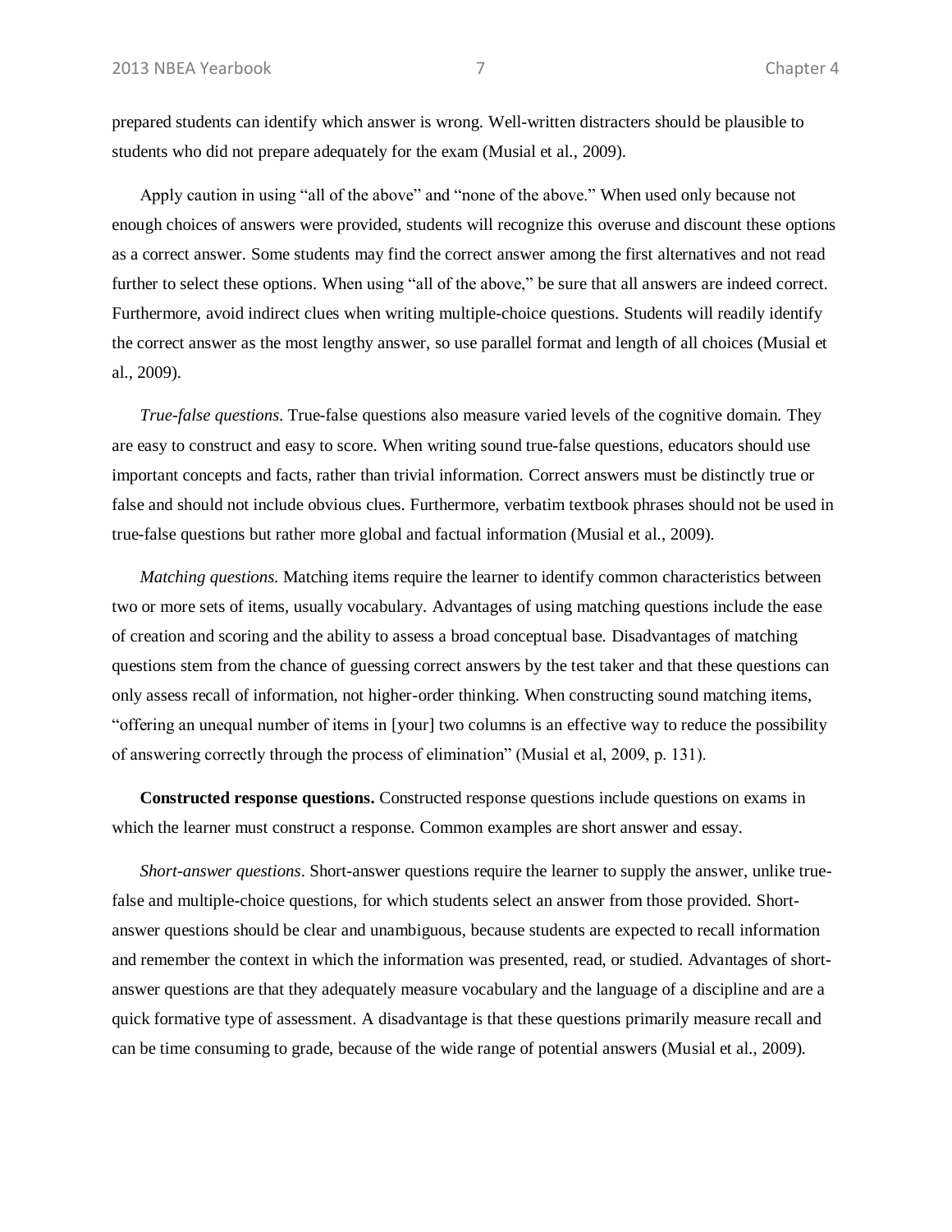prepared students can identify which answer is wrong. Well-written distracters should be plausible to students who did not prepare adequately for the exam (Musial et al., 2009).

Apply caution in using “all of the above” and “none of the above.” When used only because not enough choices of answers were provided, students will recognize this overuse and discount these options as a correct answer. Some students may find the correct answer among the first alternatives and not read further to select these options. When using “all of the above,” be sure that all answers are indeed correct. Furthermore, avoid indirect clues when writing multiple-choice questions. Students will readily identify the correct answer as the most lengthy answer, so use parallel format and length of all choices (Musial et al., 2009).

*True-false questions.* True-false questions also measure varied levels of the cognitive domain. They are easy to construct and easy to score. When writing sound true-false questions, educators should use important concepts and facts, rather than trivial information. Correct answers must be distinctly true or false and should not include obvious clues. Furthermore, verbatim textbook phrases should not be used in true-false questions but rather more global and factual information (Musial et al., 2009).

*Matching questions.* Matching items require the learner to identify common characteristics between two or more sets of items, usually vocabulary. Advantages of using matching questions include the ease of creation and scoring and the ability to assess a broad conceptual base. Disadvantages of matching questions stem from the chance of guessing correct answers by the test taker and that these questions can only assess recall of information, not higher-order thinking. When constructing sound matching items, “offering an unequal number of items in [your] two columns is an effective way to reduce the possibility of answering correctly through the process of elimination” (Musial et al, 2009, p. 131).

**Constructed response questions.** Constructed response questions include questions on exams in which the learner must construct a response. Common examples are short answer and essay.

*Short-answer questions*. Short-answer questions require the learner to supply the answer, unlike true-false and multiple-choice questions, for which students select an answer from those provided. Short-answer questions should be clear and unambiguous, because students are expected to recall information and remember the context in which the information was presented, read, or studied. Advantages of short-answer questions are that they adequately measure vocabulary and the language of a discipline and are a quick formative type of assessment. A disadvantage is that these questions primarily measure recall and can be time consuming to grade, because of the wide range of potential answers (Musial et al., 2009).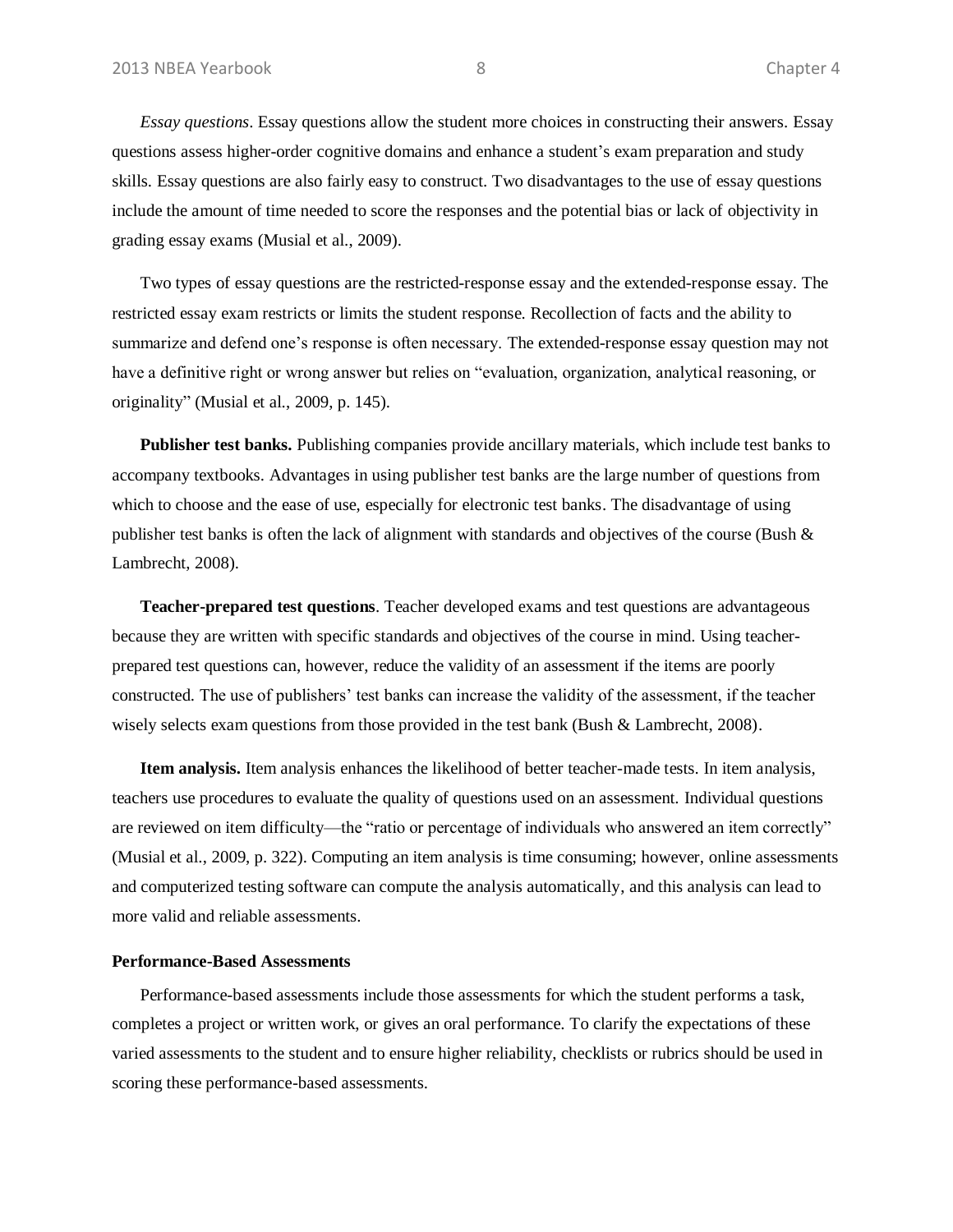*Essay questions*. Essay questions allow the student more choices in constructing their answers. Essay questions assess higher-order cognitive domains and enhance a student's exam preparation and study skills. Essay questions are also fairly easy to construct. Two disadvantages to the use of essay questions include the amount of time needed to score the responses and the potential bias or lack of objectivity in grading essay exams (Musial et al., 2009).

Two types of essay questions are the restricted-response essay and the extended-response essay. The restricted essay exam restricts or limits the student response. Recollection of facts and the ability to summarize and defend one's response is often necessary. The extended-response essay question may not have a definitive right or wrong answer but relies on "evaluation, organization, analytical reasoning, or originality" (Musial et al., 2009, p. 145).

**Publisher test banks.** Publishing companies provide ancillary materials, which include test banks to accompany textbooks. Advantages in using publisher test banks are the large number of questions from which to choose and the ease of use, especially for electronic test banks. The disadvantage of using publisher test banks is often the lack of alignment with standards and objectives of the course (Bush & Lambrecht, 2008).

**Teacher-prepared test questions**. Teacher developed exams and test questions are advantageous because they are written with specific standards and objectives of the course in mind. Using teacher-prepared test questions can, however, reduce the validity of an assessment if the items are poorly constructed. The use of publishers' test banks can increase the validity of the assessment, if the teacher wisely selects exam questions from those provided in the test bank (Bush & Lambrecht, 2008).

**Item analysis.** Item analysis enhances the likelihood of better teacher-made tests. In item analysis, teachers use procedures to evaluate the quality of questions used on an assessment. Individual questions are reviewed on item difficulty—the "ratio or percentage of individuals who answered an item correctly" (Musial et al., 2009, p. 322). Computing an item analysis is time consuming; however, online assessments and computerized testing software can compute the analysis automatically, and this analysis can lead to more valid and reliable assessments.

### Performance-Based Assessments

Performance-based assessments include those assessments for which the student performs a task, completes a project or written work, or gives an oral performance. To clarify the expectations of these varied assessments to the student and to ensure higher reliability, checklists or rubrics should be used in scoring these performance-based assessments.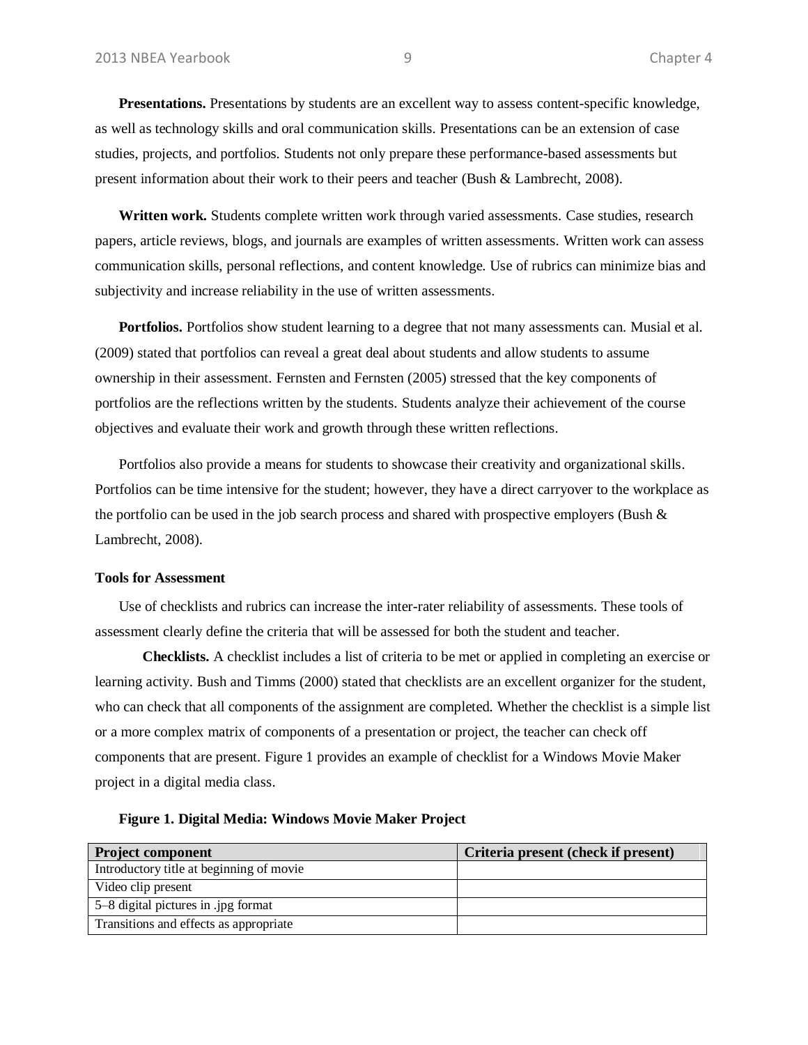**Presentations.** Presentations by students are an excellent way to assess content-specific knowledge, as well as technology skills and oral communication skills. Presentations can be an extension of case studies, projects, and portfolios. Students not only prepare these performance-based assessments but present information about their work to their peers and teacher (Bush & Lambrecht, 2008).

**Written work.** Students complete written work through varied assessments. Case studies, research papers, article reviews, blogs, and journals are examples of written assessments. Written work can assess communication skills, personal reflections, and content knowledge. Use of rubrics can minimize bias and subjectivity and increase reliability in the use of written assessments.

**Portfolios.** Portfolios show student learning to a degree that not many assessments can. Musial et al. (2009) stated that portfolios can reveal a great deal about students and allow students to assume ownership in their assessment. Fernsten and Fernsten (2005) stressed that the key components of portfolios are the reflections written by the students. Students analyze their achievement of the course objectives and evaluate their work and growth through these written reflections.

Portfolios also provide a means for students to showcase their creativity and organizational skills. Portfolios can be time intensive for the student; however, they have a direct carryover to the workplace as the portfolio can be used in the job search process and shared with prospective employers (Bush & Lambrecht, 2008).

### Tools for Assessment

Use of checklists and rubrics can increase the inter-rater reliability of assessments. These tools of assessment clearly define the criteria that will be assessed for both the student and teacher.

**Checklists.** A checklist includes a list of criteria to be met or applied in completing an exercise or learning activity. Bush and Timms (2000) stated that checklists are an excellent organizer for the student, who can check that all components of the assignment are completed. Whether the checklist is a simple list or a more complex matrix of components of a presentation or project, the teacher can check off components that are present. Figure 1 provides an example of checklist for a Windows Movie Maker project in a digital media class.

**Figure 1. Digital Media: Windows Movie Maker Project**

| Project component | Criteria present (check if present) |
|---|---|
| Introductory title at beginning of movie | |
| Video clip present | |
| 5–8 digital pictures in .jpg format | |
| Transitions and effects as appropriate | |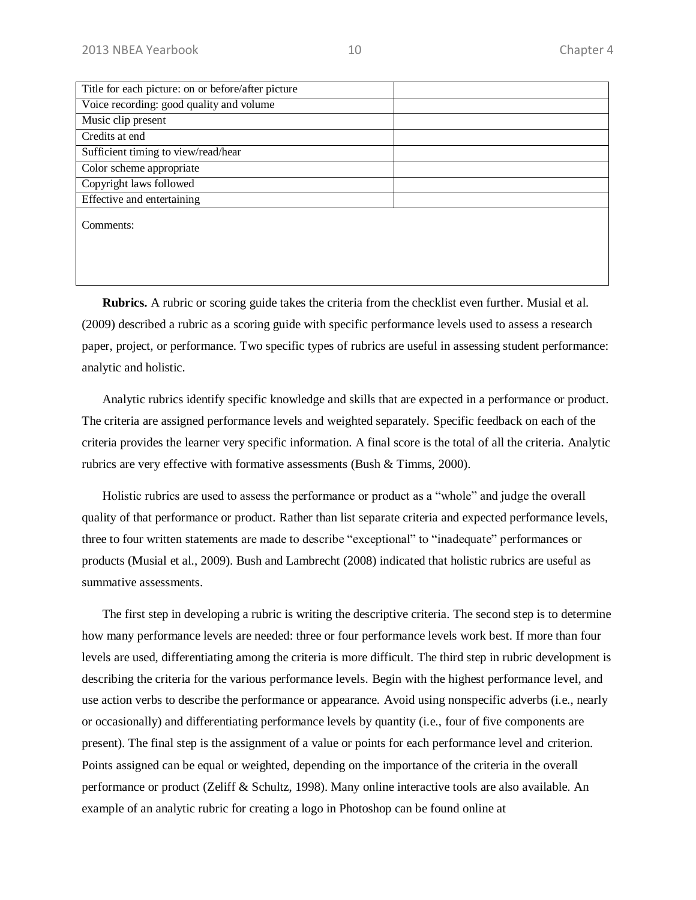| | |
|---|---|
| Title for each picture: on or before/after picture | |
| Voice recording: good quality and volume | |
| Music clip present | |
| Credits at end | |
| Sufficient timing to view/read/hear | |
| Color scheme appropriate | |
| Copyright laws followed | |
| Effective and entertaining | |
| Comments: | |

**Rubrics.** A rubric or scoring guide takes the criteria from the checklist even further. Musial et al. (2009) described a rubric as a scoring guide with specific performance levels used to assess a research paper, project, or performance. Two specific types of rubrics are useful in assessing student performance: analytic and holistic.

Analytic rubrics identify specific knowledge and skills that are expected in a performance or product. The criteria are assigned performance levels and weighted separately. Specific feedback on each of the criteria provides the learner very specific information. A final score is the total of all the criteria. Analytic rubrics are very effective with formative assessments (Bush & Timms, 2000).

Holistic rubrics are used to assess the performance or product as a "whole" and judge the overall quality of that performance or product. Rather than list separate criteria and expected performance levels, three to four written statements are made to describe "exceptional" to "inadequate" performances or products (Musial et al., 2009). Bush and Lambrecht (2008) indicated that holistic rubrics are useful as summative assessments.

The first step in developing a rubric is writing the descriptive criteria. The second step is to determine how many performance levels are needed: three or four performance levels work best. If more than four levels are used, differentiating among the criteria is more difficult. The third step in rubric development is describing the criteria for the various performance levels. Begin with the highest performance level, and use action verbs to describe the performance or appearance. Avoid using nonspecific adverbs (i.e., nearly or occasionally) and differentiating performance levels by quantity (i.e., four of five components are present). The final step is the assignment of a value or points for each performance level and criterion. Points assigned can be equal or weighted, depending on the importance of the criteria in the overall performance or product (Zeliff & Schultz, 1998). Many online interactive tools are also available. An example of an analytic rubric for creating a logo in Photoshop can be found online at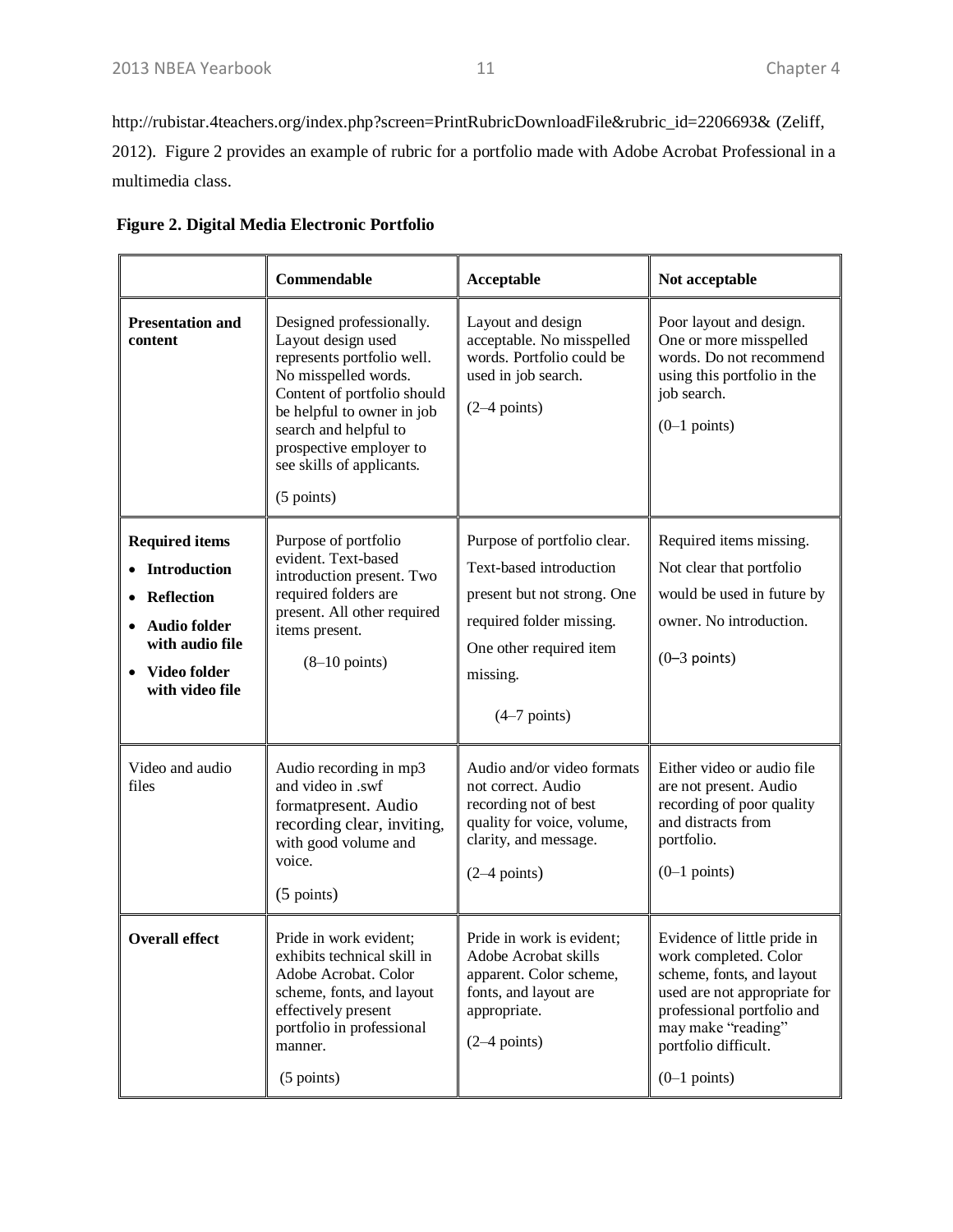http://rubistar.4teachers.org/index.php?screen=PrintRubricDownloadFile&rubric_id=2206693& (Zeliff, 2012). Figure 2 provides an example of rubric for a portfolio made with Adobe Acrobat Professional in a multimedia class.

**Figure 2. Digital Media Electronic Portfolio**

| | **Commendable** | **Acceptable** | **Not acceptable** |
|---|---|---|---|
| **Presentation and content** | Designed professionally. Layout design used represents portfolio well. No misspelled words. Content of portfolio should be helpful to owner in job search and helpful to prospective employer to see skills of applicants. (5 points) | Layout and design acceptable. No misspelled words. Portfolio could be used in job search. (2–4 points) | Poor layout and design. One or more misspelled words. Do not recommend using this portfolio in the job search. (0–1 points) |
| **Required items** <br>• **Introduction** <br>• **Reflection** <br>• **Audio folder with audio file** <br>• **Video folder with video file** | Purpose of portfolio evident. Text-based introduction present. Two required folders are present. All other required items present. (8–10 points) | Purpose of portfolio clear. Text-based introduction present but not strong. One required folder missing. One other required item missing. (4–7 points) | Required items missing. Not clear that portfolio would be used in future by owner. No introduction. (0–3 points) |
| Video and audio files | Audio recording in mp3 and video in .swf formatpresent. Audio recording clear, inviting, with good volume and voice. (5 points) | Audio and/or video formats not correct. Audio recording not of best quality for voice, volume, clarity, and message. (2–4 points) | Either video or audio file are not present. Audio recording of poor quality and distracts from portfolio. (0–1 points) |
| **Overall effect** | Pride in work evident; exhibits technical skill in Adobe Acrobat. Color scheme, fonts, and layout effectively present portfolio in professional manner. (5 points) | Pride in work is evident; Adobe Acrobat skills apparent. Color scheme, fonts, and layout are appropriate. (2–4 points) | Evidence of little pride in work completed. Color scheme, fonts, and layout used are not appropriate for professional portfolio and may make "reading" portfolio difficult. (0–1 points) |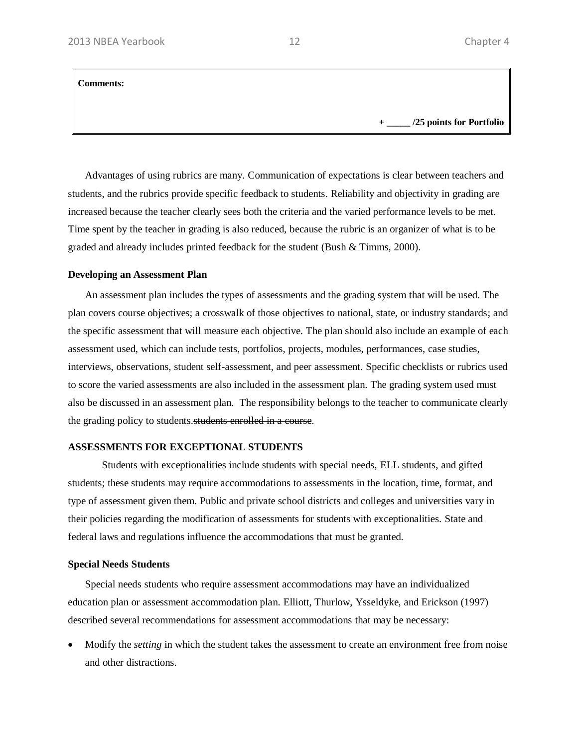| **Comments:** |
| --- |
| + _____ /25 points for Portfolio |

Advantages of using rubrics are many. Communication of expectations is clear between teachers and students, and the rubrics provide specific feedback to students. Reliability and objectivity in grading are increased because the teacher clearly sees both the criteria and the varied performance levels to be met. Time spent by the teacher in grading is also reduced, because the rubric is an organizer of what is to be graded and already includes printed feedback for the student (Bush & Timms, 2000).

**Developing an Assessment Plan**

An assessment plan includes the types of assessments and the grading system that will be used. The plan covers course objectives; a crosswalk of those objectives to national, state, or industry standards; and the specific assessment that will measure each objective. The plan should also include an example of each assessment used, which can include tests, portfolios, projects, modules, performances, case studies, interviews, observations, student self-assessment, and peer assessment. Specific checklists or rubrics used to score the varied assessments are also included in the assessment plan. The grading system used must also be discussed in an assessment plan. The responsibility belongs to the teacher to communicate clearly the grading policy to students.~~students enrolled in a course~~.

**ASSESSMENTS FOR EXCEPTIONAL STUDENTS**

Students with exceptionalities include students with special needs, ELL students, and gifted students; these students may require accommodations to assessments in the location, time, format, and type of assessment given them. Public and private school districts and colleges and universities vary in their policies regarding the modification of assessments for students with exceptionalities. State and federal laws and regulations influence the accommodations that must be granted.

**Special Needs Students**

Special needs students who require assessment accommodations may have an individualized education plan or assessment accommodation plan. Elliott, Thurlow, Ysseldyke, and Erickson (1997) described several recommendations for assessment accommodations that may be necessary:

- Modify the *setting* in which the student takes the assessment to create an environment free from noise and other distractions.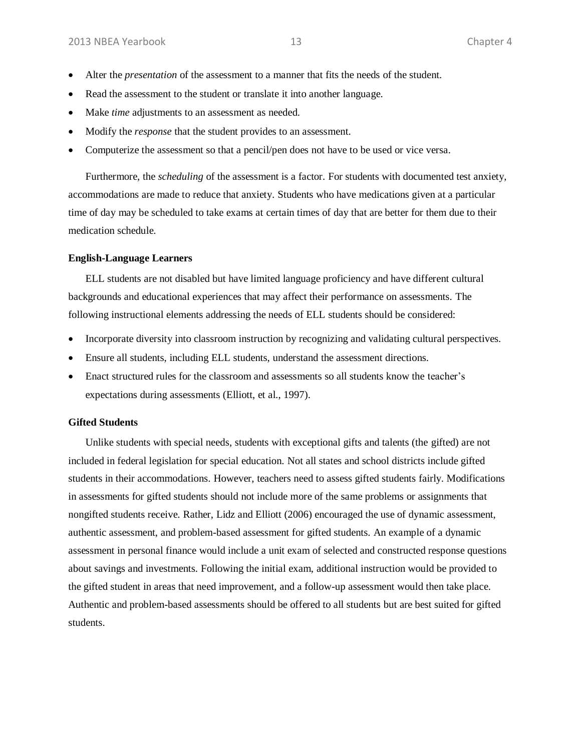- Alter the *presentation* of the assessment to a manner that fits the needs of the student.
- Read the assessment to the student or translate it into another language.
- Make *time* adjustments to an assessment as needed.
- Modify the *response* that the student provides to an assessment.
- Computerize the assessment so that a pencil/pen does not have to be used or vice versa.

Furthermore, the *scheduling* of the assessment is a factor. For students with documented test anxiety, accommodations are made to reduce that anxiety. Students who have medications given at a particular time of day may be scheduled to take exams at certain times of day that are better for them due to their medication schedule.

**English-Language Learners**

ELL students are not disabled but have limited language proficiency and have different cultural backgrounds and educational experiences that may affect their performance on assessments. The following instructional elements addressing the needs of ELL students should be considered:

- Incorporate diversity into classroom instruction by recognizing and validating cultural perspectives.
- Ensure all students, including ELL students, understand the assessment directions.
- Enact structured rules for the classroom and assessments so all students know the teacher's expectations during assessments (Elliott, et al., 1997).

**Gifted Students**

Unlike students with special needs, students with exceptional gifts and talents (the gifted) are not included in federal legislation for special education. Not all states and school districts include gifted students in their accommodations. However, teachers need to assess gifted students fairly. Modifications in assessments for gifted students should not include more of the same problems or assignments that nongifted students receive. Rather, Lidz and Elliott (2006) encouraged the use of dynamic assessment, authentic assessment, and problem-based assessment for gifted students. An example of a dynamic assessment in personal finance would include a unit exam of selected and constructed response questions about savings and investments. Following the initial exam, additional instruction would be provided to the gifted student in areas that need improvement, and a follow-up assessment would then take place. Authentic and problem-based assessments should be offered to all students but are best suited for gifted students.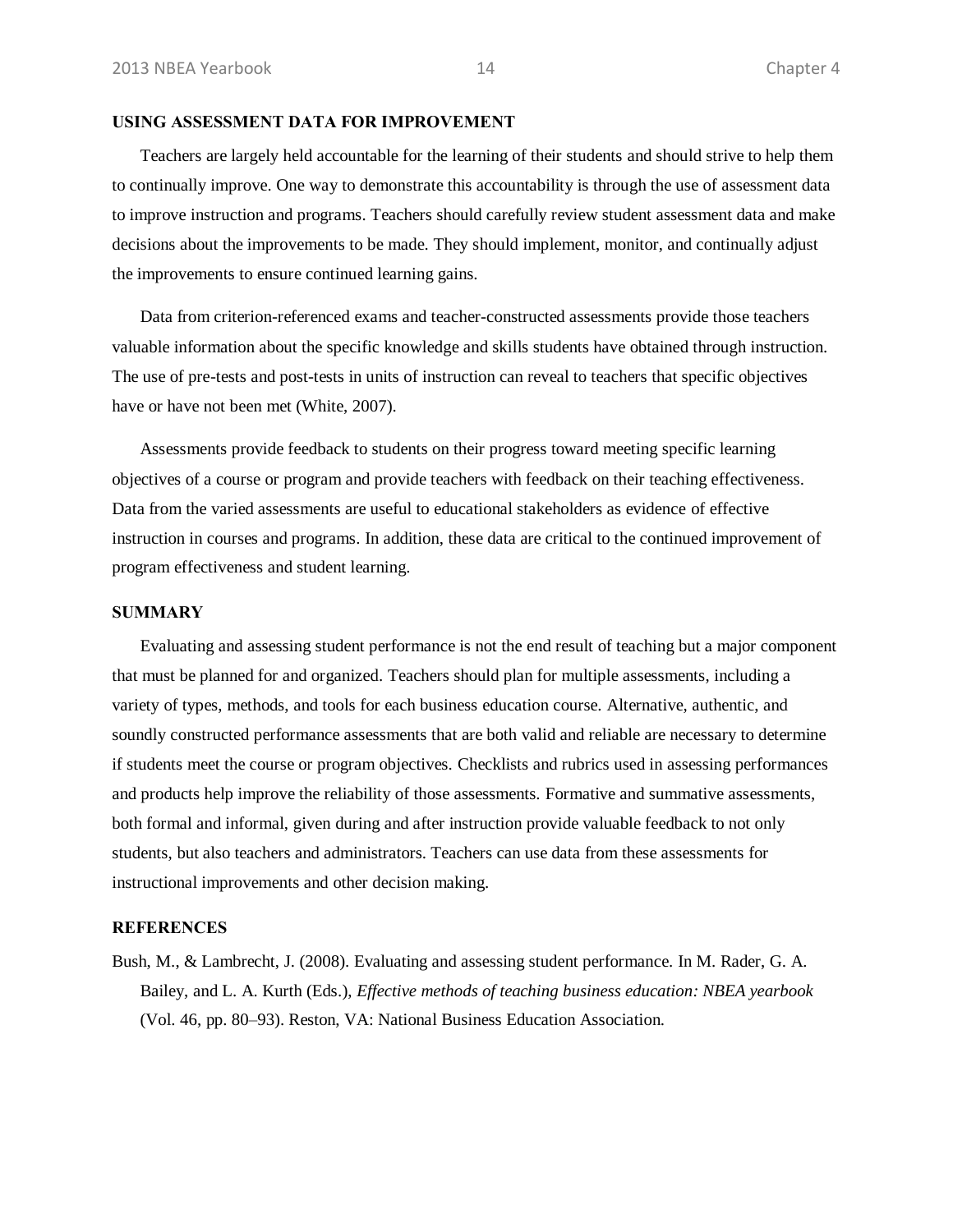## USING ASSESSMENT DATA FOR IMPROVEMENT

Teachers are largely held accountable for the learning of their students and should strive to help them to continually improve. One way to demonstrate this accountability is through the use of assessment data to improve instruction and programs. Teachers should carefully review student assessment data and make decisions about the improvements to be made. They should implement, monitor, and continually adjust the improvements to ensure continued learning gains.

Data from criterion-referenced exams and teacher-constructed assessments provide those teachers valuable information about the specific knowledge and skills students have obtained through instruction. The use of pre-tests and post-tests in units of instruction can reveal to teachers that specific objectives have or have not been met (White, 2007).

Assessments provide feedback to students on their progress toward meeting specific learning objectives of a course or program and provide teachers with feedback on their teaching effectiveness. Data from the varied assessments are useful to educational stakeholders as evidence of effective instruction in courses and programs. In addition, these data are critical to the continued improvement of program effectiveness and student learning.

## SUMMARY

Evaluating and assessing student performance is not the end result of teaching but a major component that must be planned for and organized. Teachers should plan for multiple assessments, including a variety of types, methods, and tools for each business education course. Alternative, authentic, and soundly constructed performance assessments that are both valid and reliable are necessary to determine if students meet the course or program objectives. Checklists and rubrics used in assessing performances and products help improve the reliability of those assessments. Formative and summative assessments, both formal and informal, given during and after instruction provide valuable feedback to not only students, but also teachers and administrators. Teachers can use data from these assessments for instructional improvements and other decision making.

## REFERENCES

Bush, M., & Lambrecht, J. (2008). Evaluating and assessing student performance. In M. Rader, G. A. Bailey, and L. A. Kurth (Eds.), *Effective methods of teaching business education: NBEA yearbook* (Vol. 46, pp. 80–93). Reston, VA: National Business Education Association.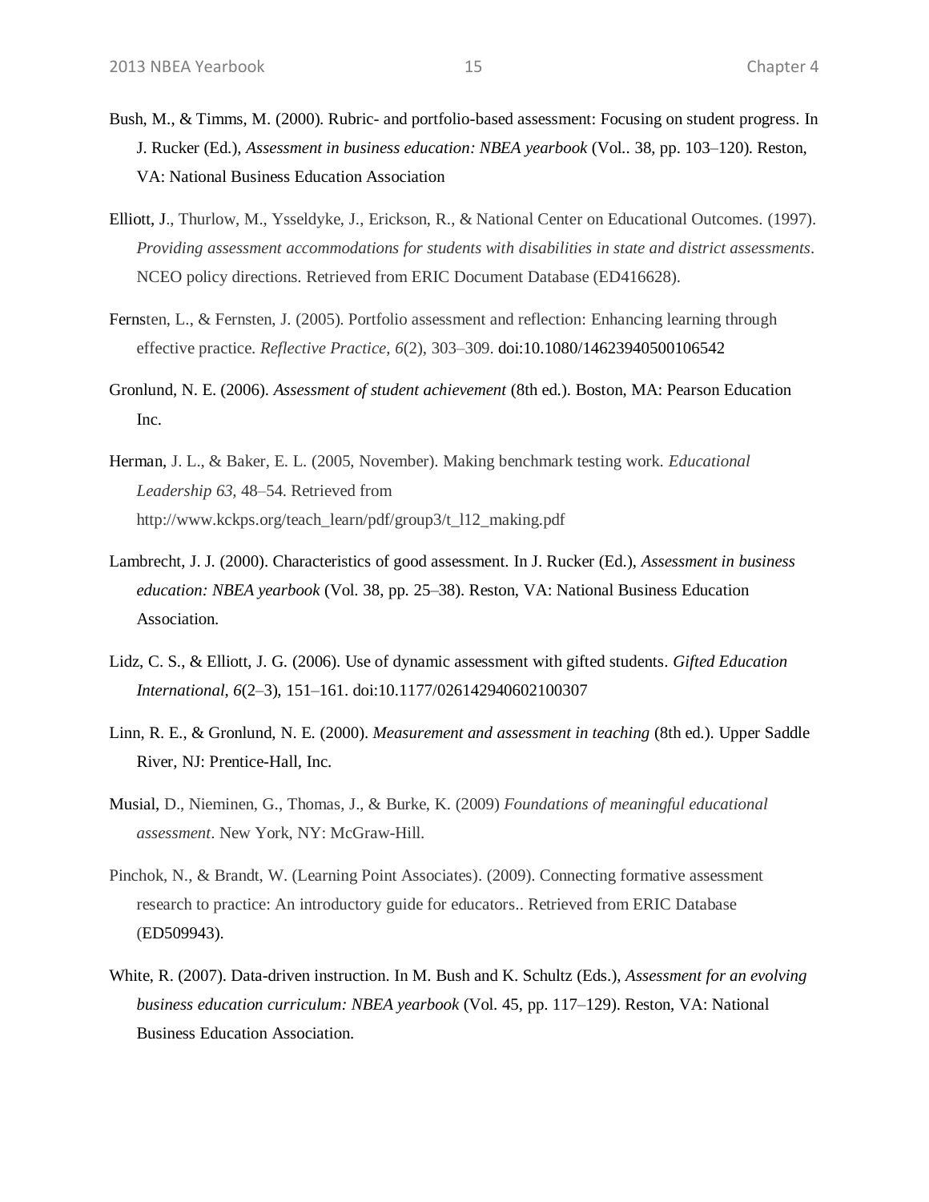Bush, M., & Timms, M. (2000). Rubric- and portfolio-based assessment: Focusing on student progress. In J. Rucker (Ed.), *Assessment in business education: NBEA yearbook* (Vol.. 38, pp. 103–120). Reston, VA: National Business Education Association

Elliott, J., Thurlow, M., Ysseldyke, J., Erickson, R., & National Center on Educational Outcomes. (1997). *Providing assessment accommodations for students with disabilities in state and district assessments*. NCEO policy directions. Retrieved from ERIC Document Database (ED416628).

Fernsten, L., & Fernsten, J. (2005). Portfolio assessment and reflection: Enhancing learning through effective practice. *Reflective Practice*, *6*(2), 303–309. doi:10.1080/14623940500106542

Gronlund, N. E. (2006). *Assessment of student achievement* (8th ed.). Boston, MA: Pearson Education Inc.

Herman, J. L., & Baker, E. L. (2005, November). Making benchmark testing work. *Educational Leadership 63*, 48–54. Retrieved from http://www.kckps.org/teach_learn/pdf/group3/t_l12_making.pdf

Lambrecht, J. J. (2000). Characteristics of good assessment. In J. Rucker (Ed.), *Assessment in business education: NBEA yearbook* (Vol. 38, pp. 25–38). Reston, VA: National Business Education Association.

Lidz, C. S., & Elliott, J. G. (2006). Use of dynamic assessment with gifted students. *Gifted Education International*, *6*(2–3), 151–161. doi:10.1177/026142940602100307

Linn, R. E., & Gronlund, N. E. (2000). *Measurement and assessment in teaching* (8th ed.). Upper Saddle River, NJ: Prentice-Hall, Inc.

Musial, D., Nieminen, G., Thomas, J., & Burke, K. (2009) *Foundations of meaningful educational assessment*. New York, NY: McGraw-Hill.

Pinchok, N., & Brandt, W. (Learning Point Associates). (2009). Connecting formative assessment research to practice: An introductory guide for educators.. Retrieved from ERIC Database (ED509943).

White, R. (2007). Data-driven instruction. In M. Bush and K. Schultz (Eds.), *Assessment for an evolving business education curriculum: NBEA yearbook* (Vol. 45, pp. 117–129). Reston, VA: National Business Education Association.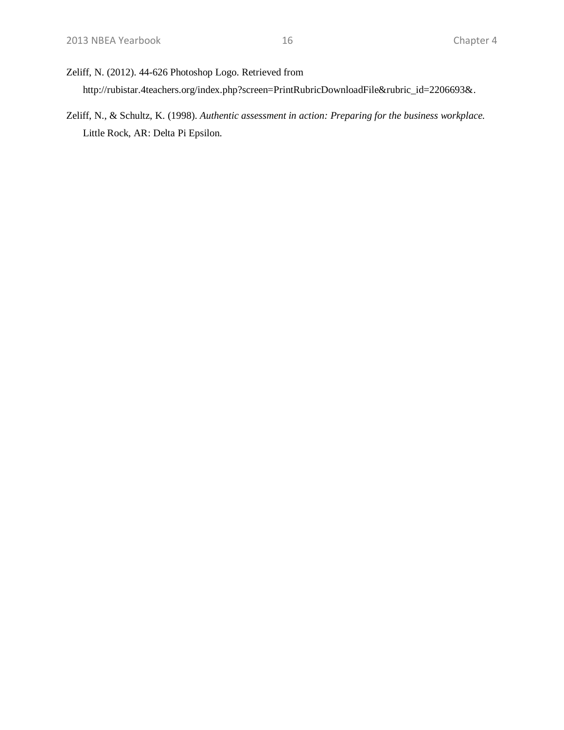Zeliff, N. (2012). 44-626 Photoshop Logo. Retrieved from http://rubistar.4teachers.org/index.php?screen=PrintRubricDownloadFile&rubric_id=2206693&.

Zeliff, N., & Schultz, K. (1998). *Authentic assessment in action: Preparing for the business workplace.* Little Rock, AR: Delta Pi Epsilon.